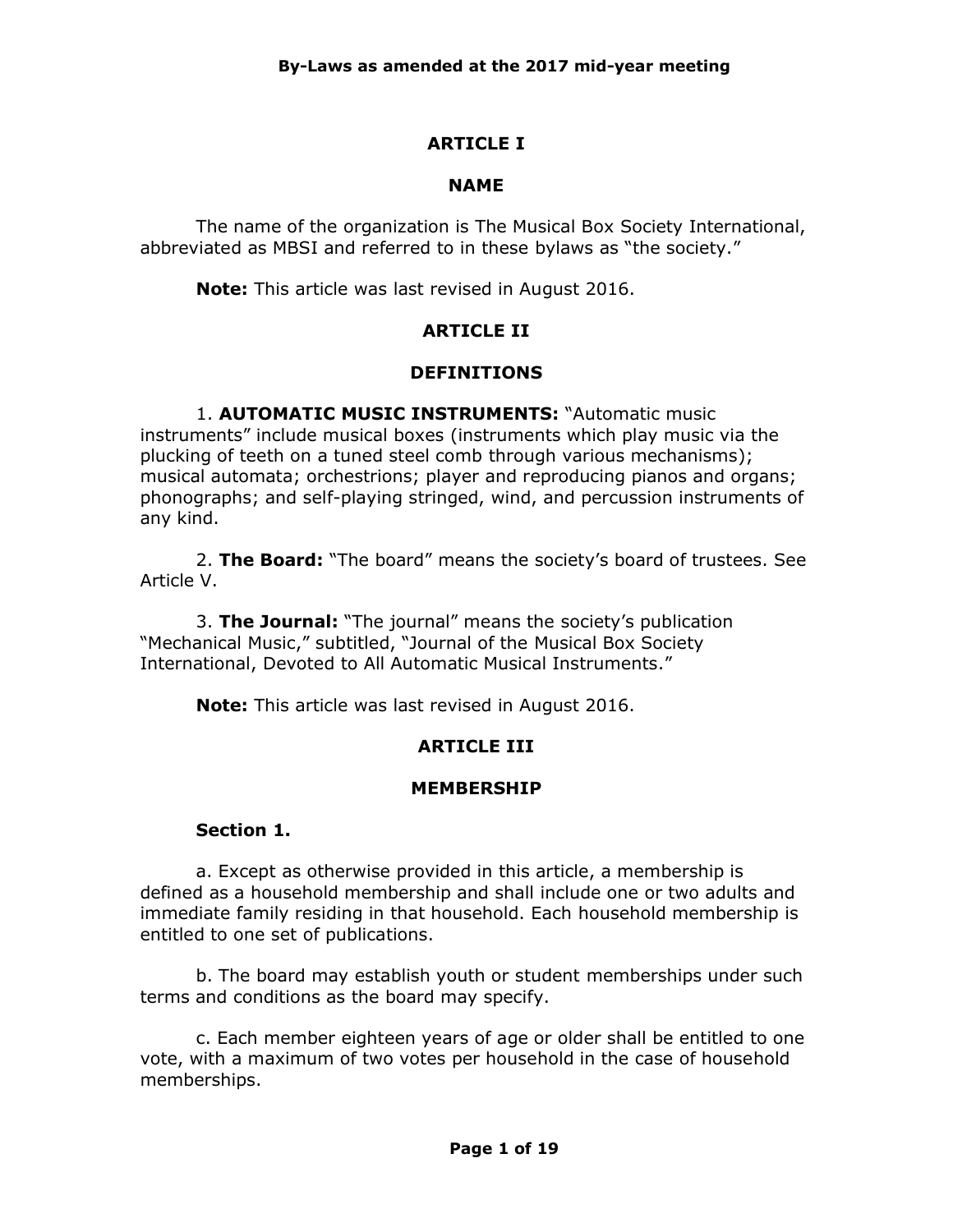# By-Laws as amended at the 2017 mid-year meeting

## ARTICLE I

## NAME

The name of the organization is The Musical Box Society International, abbreviated as MBSI and referred to in these bylaws as "the society."

**Note:** This article was last revised in August 2016.

## ARTICLE II

## DEFINITIONS

1. **AUTOMATIC MUSIC INSTRUMENTS:** "Automatic music instruments" include musical boxes (instruments which play music via the plucking of teeth on a tuned steel comb through various mechanisms); musical automata; orchestrions; player and reproducing pianos and organs; phonographs; and self-playing stringed, wind, and percussion instruments of any kind.

2. **The Board:** "The board" means the society's board of trustees. See Article V.

3. **The Journal:** "The journal" means the society's publication "Mechanical Music," subtitled, "Journal of the Musical Box Society International, Devoted to All Automatic Musical Instruments."

**Note:** This article was last revised in August 2016.

## ARTICLE III

## MEMBERSHIP

### Section 1.

a. Except as otherwise provided in this article, a membership is defined as a household membership and shall include one or two adults and immediate family residing in that household. Each household membership is entitled to one set of publications.

b. The board may establish youth or student memberships under such terms and conditions as the board may specify.

c. Each member eighteen years of age or older shall be entitled to one vote, with a maximum of two votes per household in the case of household memberships.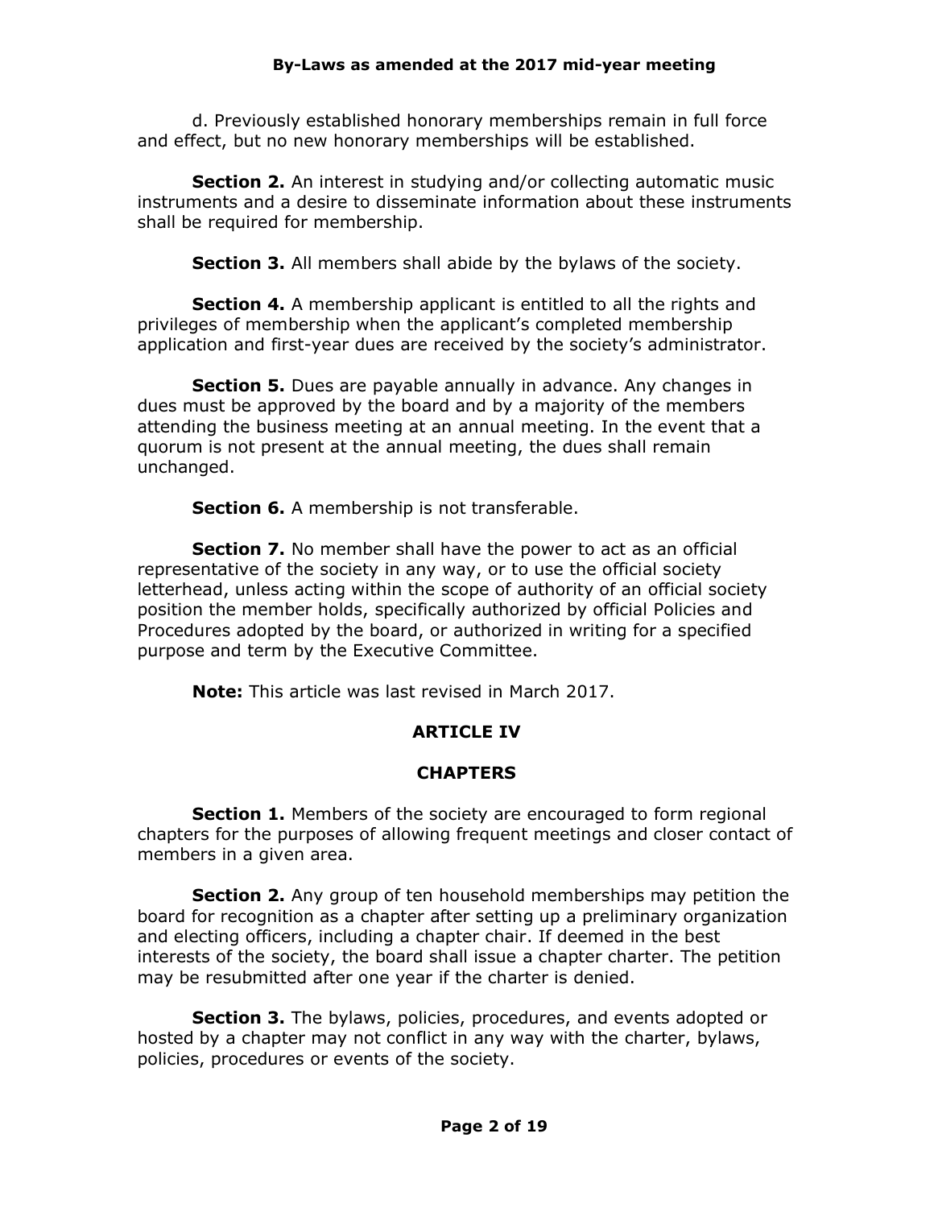d. Previously established honorary memberships remain in full force and effect, but no new honorary memberships will be established.

**Section 2.** An interest in studying and/or collecting automatic music instruments and a desire to disseminate information about these instruments shall be required for membership.

**Section 3.** All members shall abide by the bylaws of the society.

**Section 4.** A membership applicant is entitled to all the rights and privileges of membership when the applicant's completed membership application and first-year dues are received by the society's administrator.

**Section 5.** Dues are payable annually in advance. Any changes in dues must be approved by the board and by a majority of the members attending the business meeting at an annual meeting. In the event that a quorum is not present at the annual meeting, the dues shall remain unchanged.

**Section 6.** A membership is not transferable.

**Section 7.** No member shall have the power to act as an official representative of the society in any way, or to use the official society letterhead, unless acting within the scope of authority of an official society position the member holds, specifically authorized by official Policies and Procedures adopted by the board, or authorized in writing for a specified purpose and term by the Executive Committee.

**Note:** This article was last revised in March 2017.

## ARTICLE IV

## CHAPTERS

**Section 1.** Members of the society are encouraged to form regional chapters for the purposes of allowing frequent meetings and closer contact of members in a given area.

**Section 2.** Any group of ten household memberships may petition the board for recognition as a chapter after setting up a preliminary organization and electing officers, including a chapter chair. If deemed in the best interests of the society, the board shall issue a chapter charter. The petition may be resubmitted after one year if the charter is denied.

**Section 3.** The bylaws, policies, procedures, and events adopted or hosted by a chapter may not conflict in any way with the charter, bylaws, policies, procedures or events of the society.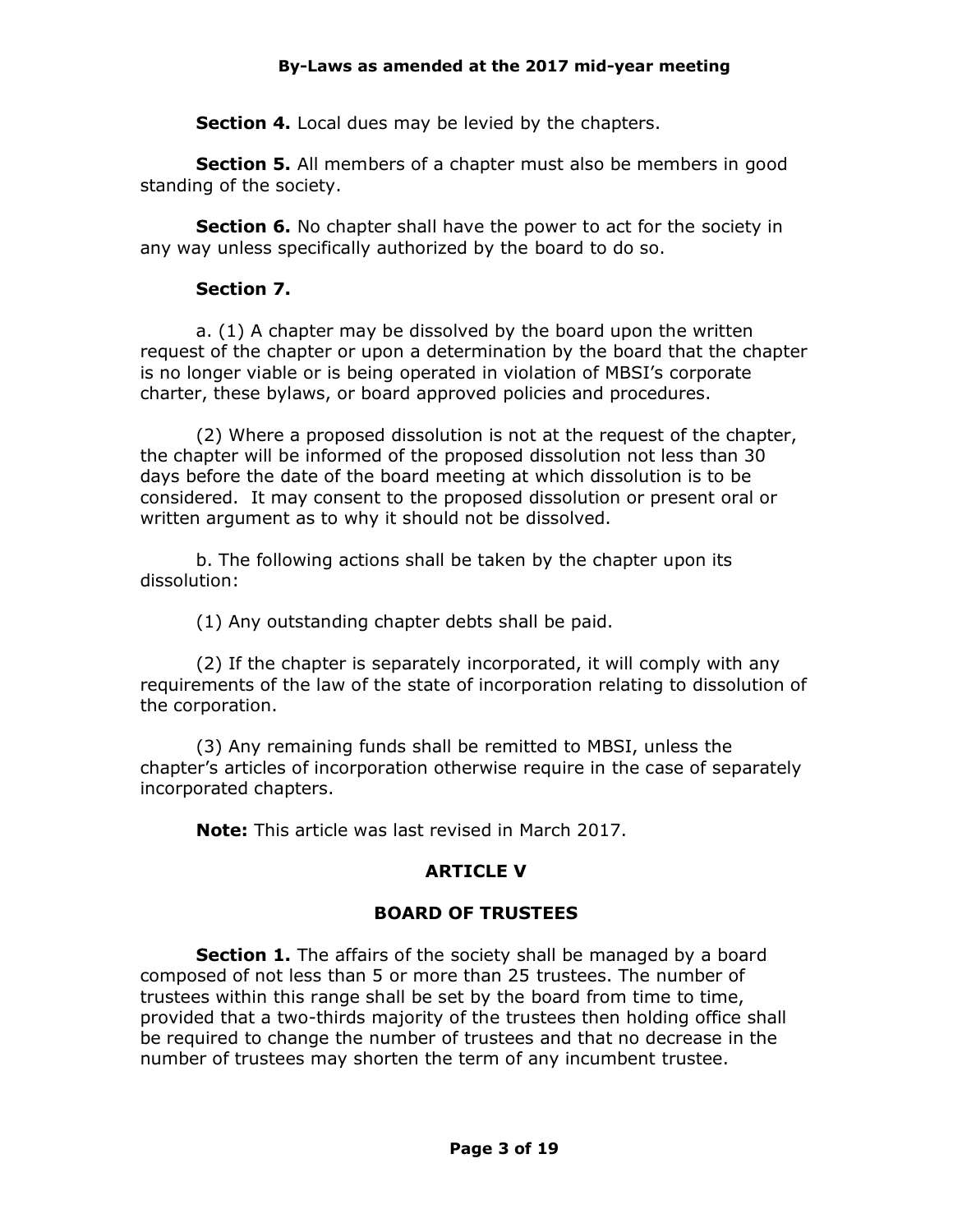**Section 4.** Local dues may be levied by the chapters.

**Section 5.** All members of a chapter must also be members in good standing of the society.

**Section 6.** No chapter shall have the power to act for the society in any way unless specifically authorized by the board to do so.

**Section 7.**

a. (1) A chapter may be dissolved by the board upon the written request of the chapter or upon a determination by the board that the chapter is no longer viable or is being operated in violation of MBSI's corporate charter, these bylaws, or board approved policies and procedures.

(2) Where a proposed dissolution is not at the request of the chapter, the chapter will be informed of the proposed dissolution not less than 30 days before the date of the board meeting at which dissolution is to be considered. It may consent to the proposed dissolution or present oral or written argument as to why it should not be dissolved.

b. The following actions shall be taken by the chapter upon its dissolution:

(1) Any outstanding chapter debts shall be paid.

(2) If the chapter is separately incorporated, it will comply with any requirements of the law of the state of incorporation relating to dissolution of the corporation.

(3) Any remaining funds shall be remitted to MBSI, unless the chapter's articles of incorporation otherwise require in the case of separately incorporated chapters.

**Note:** This article was last revised in March 2017.

## ARTICLE V

## BOARD OF TRUSTEES

**Section 1.** The affairs of the society shall be managed by a board composed of not less than 5 or more than 25 trustees. The number of trustees within this range shall be set by the board from time to time, provided that a two-thirds majority of the trustees then holding office shall be required to change the number of trustees and that no decrease in the number of trustees may shorten the term of any incumbent trustee.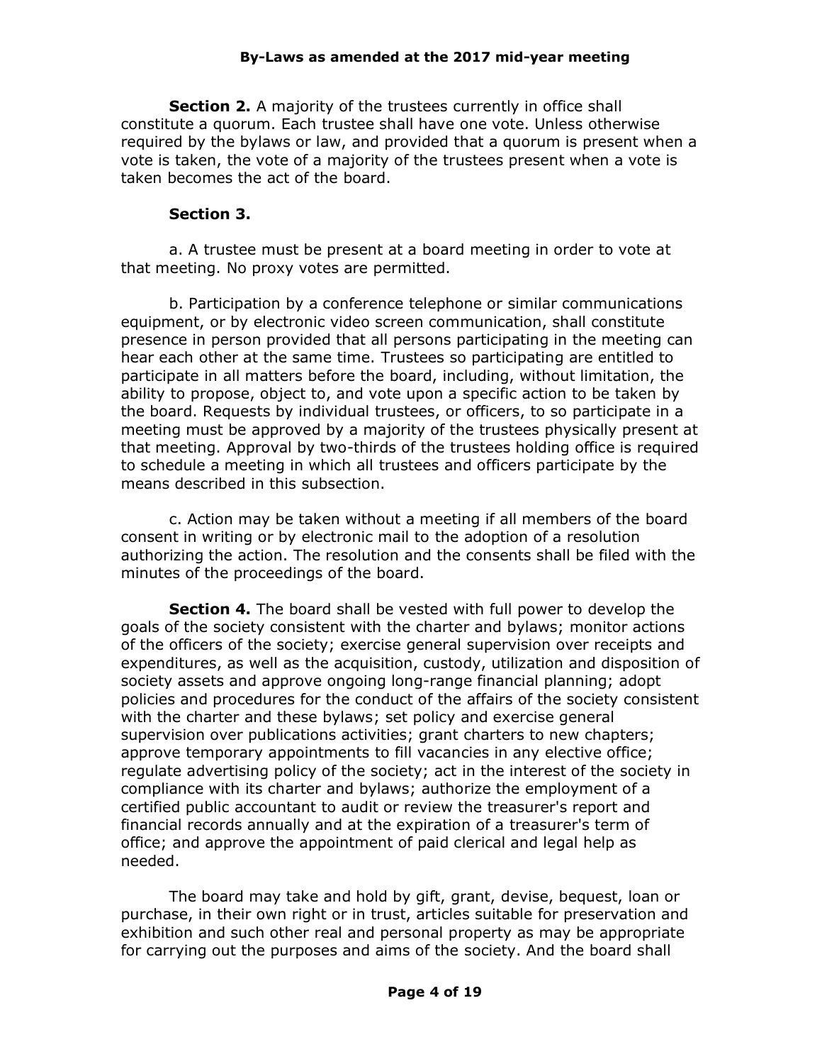**Section 2.** A majority of the trustees currently in office shall constitute a quorum. Each trustee shall have one vote. Unless otherwise required by the bylaws or law, and provided that a quorum is present when a vote is taken, the vote of a majority of the trustees present when a vote is taken becomes the act of the board.

**Section 3.**

a. A trustee must be present at a board meeting in order to vote at that meeting. No proxy votes are permitted.

b. Participation by a conference telephone or similar communications equipment, or by electronic video screen communication, shall constitute presence in person provided that all persons participating in the meeting can hear each other at the same time. Trustees so participating are entitled to participate in all matters before the board, including, without limitation, the ability to propose, object to, and vote upon a specific action to be taken by the board. Requests by individual trustees, or officers, to so participate in a meeting must be approved by a majority of the trustees physically present at that meeting. Approval by two-thirds of the trustees holding office is required to schedule a meeting in which all trustees and officers participate by the means described in this subsection.

c. Action may be taken without a meeting if all members of the board consent in writing or by electronic mail to the adoption of a resolution authorizing the action. The resolution and the consents shall be filed with the minutes of the proceedings of the board.

**Section 4.** The board shall be vested with full power to develop the goals of the society consistent with the charter and bylaws; monitor actions of the officers of the society; exercise general supervision over receipts and expenditures, as well as the acquisition, custody, utilization and disposition of society assets and approve ongoing long-range financial planning; adopt policies and procedures for the conduct of the affairs of the society consistent with the charter and these bylaws; set policy and exercise general supervision over publications activities; grant charters to new chapters; approve temporary appointments to fill vacancies in any elective office; regulate advertising policy of the society; act in the interest of the society in compliance with its charter and bylaws; authorize the employment of a certified public accountant to audit or review the treasurer's report and financial records annually and at the expiration of a treasurer's term of office; and approve the appointment of paid clerical and legal help as needed.

The board may take and hold by gift, grant, devise, bequest, loan or purchase, in their own right or in trust, articles suitable for preservation and exhibition and such other real and personal property as may be appropriate for carrying out the purposes and aims of the society. And the board shall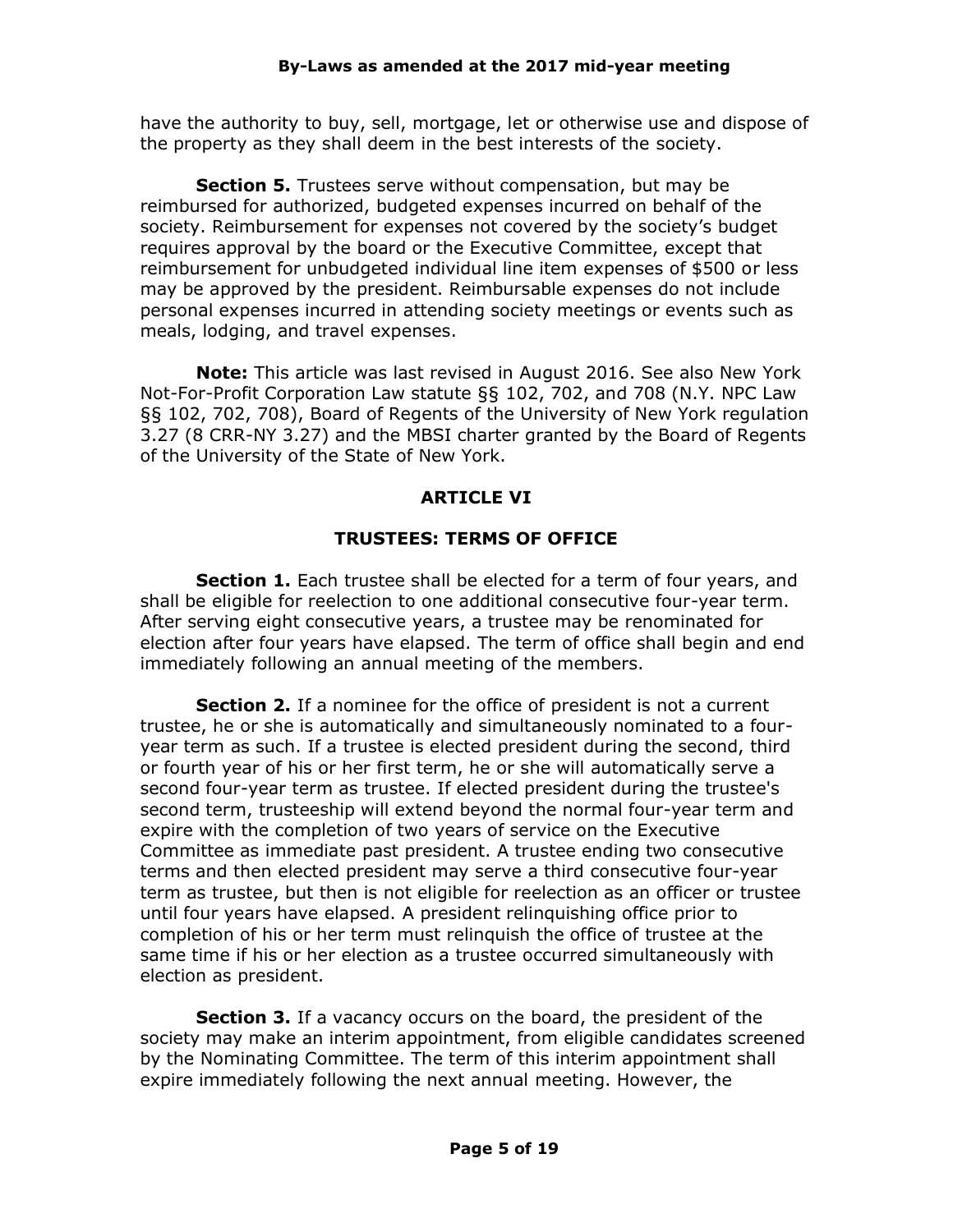have the authority to buy, sell, mortgage, let or otherwise use and dispose of the property as they shall deem in the best interests of the society.

**Section 5.** Trustees serve without compensation, but may be reimbursed for authorized, budgeted expenses incurred on behalf of the society. Reimbursement for expenses not covered by the society's budget requires approval by the board or the Executive Committee, except that reimbursement for unbudgeted individual line item expenses of $500 or less may be approved by the president. Reimbursable expenses do not include personal expenses incurred in attending society meetings or events such as meals, lodging, and travel expenses.

**Note:** This article was last revised in August 2016. See also New York Not-For-Profit Corporation Law statute §§ 102, 702, and 708 (N.Y. NPC Law §§ 102, 702, 708), Board of Regents of the University of New York regulation 3.27 (8 CRR-NY 3.27) and the MBSI charter granted by the Board of Regents of the University of the State of New York.

## ARTICLE VI

## TRUSTEES: TERMS OF OFFICE

**Section 1.** Each trustee shall be elected for a term of four years, and shall be eligible for reelection to one additional consecutive four-year term. After serving eight consecutive years, a trustee may be renominated for election after four years have elapsed. The term of office shall begin and end immediately following an annual meeting of the members.

**Section 2.** If a nominee for the office of president is not a current trustee, he or she is automatically and simultaneously nominated to a four-year term as such. If a trustee is elected president during the second, third or fourth year of his or her first term, he or she will automatically serve a second four-year term as trustee. If elected president during the trustee's second term, trusteeship will extend beyond the normal four-year term and expire with the completion of two years of service on the Executive Committee as immediate past president. A trustee ending two consecutive terms and then elected president may serve a third consecutive four-year term as trustee, but then is not eligible for reelection as an officer or trustee until four years have elapsed. A president relinquishing office prior to completion of his or her term must relinquish the office of trustee at the same time if his or her election as a trustee occurred simultaneously with election as president.

**Section 3.** If a vacancy occurs on the board, the president of the society may make an interim appointment, from eligible candidates screened by the Nominating Committee. The term of this interim appointment shall expire immediately following the next annual meeting. However, the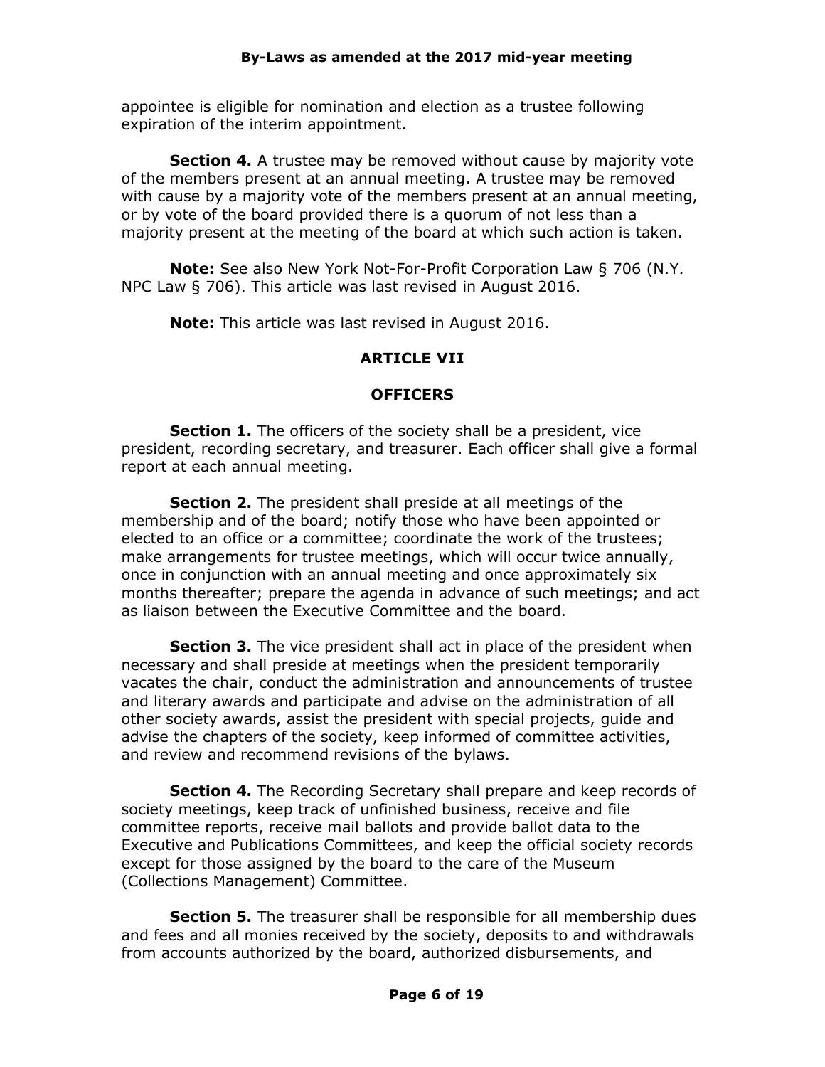appointee is eligible for nomination and election as a trustee following expiration of the interim appointment.

**Section 4.** A trustee may be removed without cause by majority vote of the members present at an annual meeting. A trustee may be removed with cause by a majority vote of the members present at an annual meeting, or by vote of the board provided there is a quorum of not less than a majority present at the meeting of the board at which such action is taken.

**Note:** See also New York Not-For-Profit Corporation Law § 706 (N.Y. NPC Law § 706). This article was last revised in August 2016.

**Note:** This article was last revised in August 2016.

## ARTICLE VII

## OFFICERS

**Section 1.** The officers of the society shall be a president, vice president, recording secretary, and treasurer. Each officer shall give a formal report at each annual meeting.

**Section 2.** The president shall preside at all meetings of the membership and of the board; notify those who have been appointed or elected to an office or a committee; coordinate the work of the trustees; make arrangements for trustee meetings, which will occur twice annually, once in conjunction with an annual meeting and once approximately six months thereafter; prepare the agenda in advance of such meetings; and act as liaison between the Executive Committee and the board.

**Section 3.** The vice president shall act in place of the president when necessary and shall preside at meetings when the president temporarily vacates the chair, conduct the administration and announcements of trustee and literary awards and participate and advise on the administration of all other society awards, assist the president with special projects, guide and advise the chapters of the society, keep informed of committee activities, and review and recommend revisions of the bylaws.

**Section 4.** The Recording Secretary shall prepare and keep records of society meetings, keep track of unfinished business, receive and file committee reports, receive mail ballots and provide ballot data to the Executive and Publications Committees, and keep the official society records except for those assigned by the board to the care of the Museum (Collections Management) Committee.

**Section 5.** The treasurer shall be responsible for all membership dues and fees and all monies received by the society, deposits to and withdrawals from accounts authorized by the board, authorized disbursements, and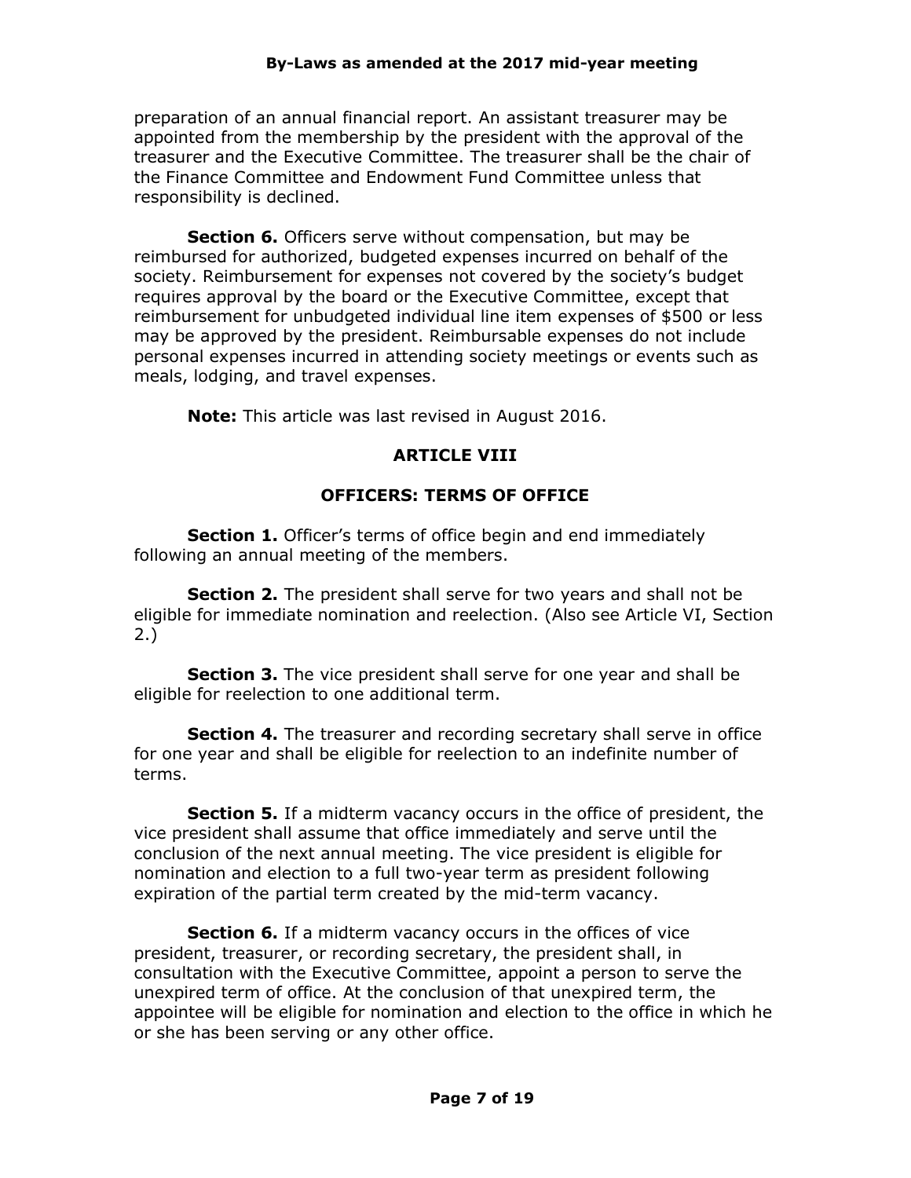preparation of an annual financial report. An assistant treasurer may be appointed from the membership by the president with the approval of the treasurer and the Executive Committee. The treasurer shall be the chair of the Finance Committee and Endowment Fund Committee unless that responsibility is declined.

**Section 6.** Officers serve without compensation, but may be reimbursed for authorized, budgeted expenses incurred on behalf of the society. Reimbursement for expenses not covered by the society's budget requires approval by the board or the Executive Committee, except that reimbursement for unbudgeted individual line item expenses of $500 or less may be approved by the president. Reimbursable expenses do not include personal expenses incurred in attending society meetings or events such as meals, lodging, and travel expenses.

**Note:** This article was last revised in August 2016.

## ARTICLE VIII

## OFFICERS: TERMS OF OFFICE

**Section 1.** Officer's terms of office begin and end immediately following an annual meeting of the members.

**Section 2.** The president shall serve for two years and shall not be eligible for immediate nomination and reelection. (Also see Article VI, Section 2.)

**Section 3.** The vice president shall serve for one year and shall be eligible for reelection to one additional term.

**Section 4.** The treasurer and recording secretary shall serve in office for one year and shall be eligible for reelection to an indefinite number of terms.

**Section 5.** If a midterm vacancy occurs in the office of president, the vice president shall assume that office immediately and serve until the conclusion of the next annual meeting. The vice president is eligible for nomination and election to a full two-year term as president following expiration of the partial term created by the mid-term vacancy.

**Section 6.** If a midterm vacancy occurs in the offices of vice president, treasurer, or recording secretary, the president shall, in consultation with the Executive Committee, appoint a person to serve the unexpired term of office. At the conclusion of that unexpired term, the appointee will be eligible for nomination and election to the office in which he or she has been serving or any other office.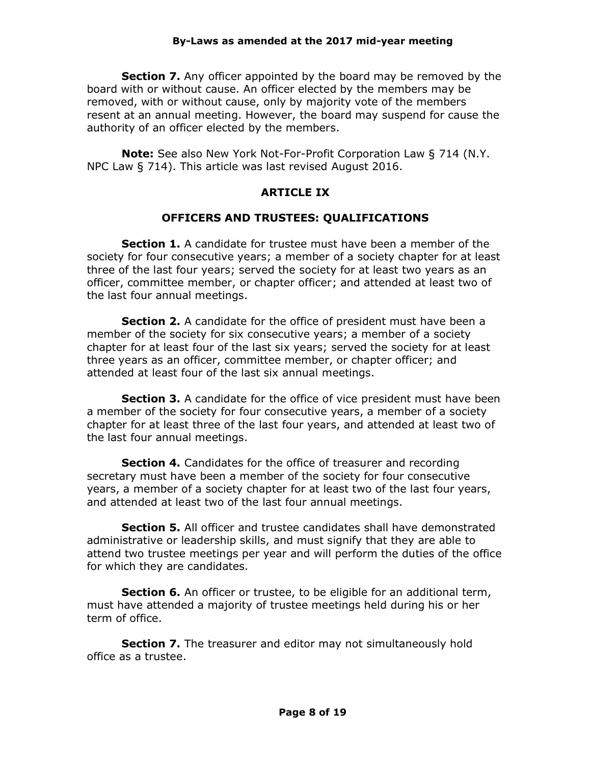**Section 7.** Any officer appointed by the board may be removed by the board with or without cause. An officer elected by the members may be removed, with or without cause, only by majority vote of the members resent at an annual meeting. However, the board may suspend for cause the authority of an officer elected by the members.

**Note:** See also New York Not-For-Profit Corporation Law § 714 (N.Y. NPC Law § 714). This article was last revised August 2016.

## ARTICLE IX

## OFFICERS AND TRUSTEES: QUALIFICATIONS

**Section 1.** A candidate for trustee must have been a member of the society for four consecutive years; a member of a society chapter for at least three of the last four years; served the society for at least two years as an officer, committee member, or chapter officer; and attended at least two of the last four annual meetings.

**Section 2.** A candidate for the office of president must have been a member of the society for six consecutive years; a member of a society chapter for at least four of the last six years; served the society for at least three years as an officer, committee member, or chapter officer; and attended at least four of the last six annual meetings.

**Section 3.** A candidate for the office of vice president must have been a member of the society for four consecutive years, a member of a society chapter for at least three of the last four years, and attended at least two of the last four annual meetings.

**Section 4.** Candidates for the office of treasurer and recording secretary must have been a member of the society for four consecutive years, a member of a society chapter for at least two of the last four years, and attended at least two of the last four annual meetings.

**Section 5.** All officer and trustee candidates shall have demonstrated administrative or leadership skills, and must signify that they are able to attend two trustee meetings per year and will perform the duties of the office for which they are candidates.

**Section 6.** An officer or trustee, to be eligible for an additional term, must have attended a majority of trustee meetings held during his or her term of office.

**Section 7.** The treasurer and editor may not simultaneously hold office as a trustee.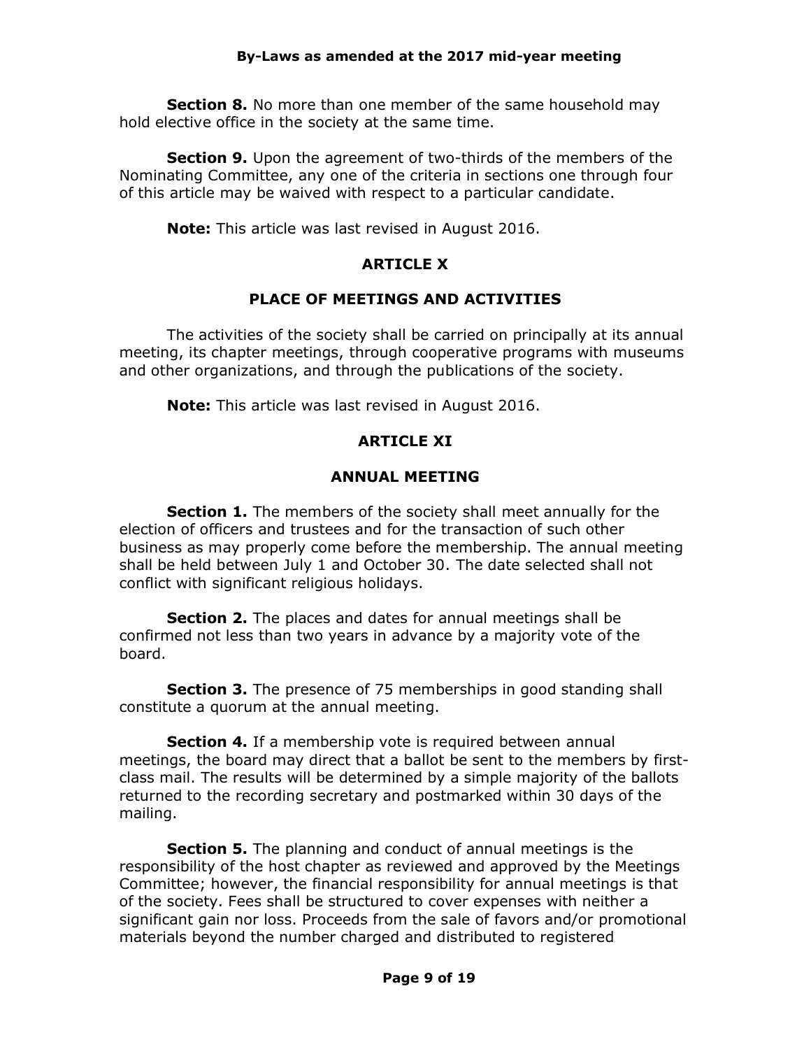**Section 8.** No more than one member of the same household may hold elective office in the society at the same time.

**Section 9.** Upon the agreement of two-thirds of the members of the Nominating Committee, any one of the criteria in sections one through four of this article may be waived with respect to a particular candidate.

**Note:** This article was last revised in August 2016.

## ARTICLE X

## PLACE OF MEETINGS AND ACTIVITIES

The activities of the society shall be carried on principally at its annual meeting, its chapter meetings, through cooperative programs with museums and other organizations, and through the publications of the society.

**Note:** This article was last revised in August 2016.

## ARTICLE XI

## ANNUAL MEETING

**Section 1.** The members of the society shall meet annually for the election of officers and trustees and for the transaction of such other business as may properly come before the membership. The annual meeting shall be held between July 1 and October 30. The date selected shall not conflict with significant religious holidays.

**Section 2.** The places and dates for annual meetings shall be confirmed not less than two years in advance by a majority vote of the board.

**Section 3.** The presence of 75 memberships in good standing shall constitute a quorum at the annual meeting.

**Section 4.** If a membership vote is required between annual meetings, the board may direct that a ballot be sent to the members by first-class mail. The results will be determined by a simple majority of the ballots returned to the recording secretary and postmarked within 30 days of the mailing.

**Section 5.** The planning and conduct of annual meetings is the responsibility of the host chapter as reviewed and approved by the Meetings Committee; however, the financial responsibility for annual meetings is that of the society. Fees shall be structured to cover expenses with neither a significant gain nor loss. Proceeds from the sale of favors and/or promotional materials beyond the number charged and distributed to registered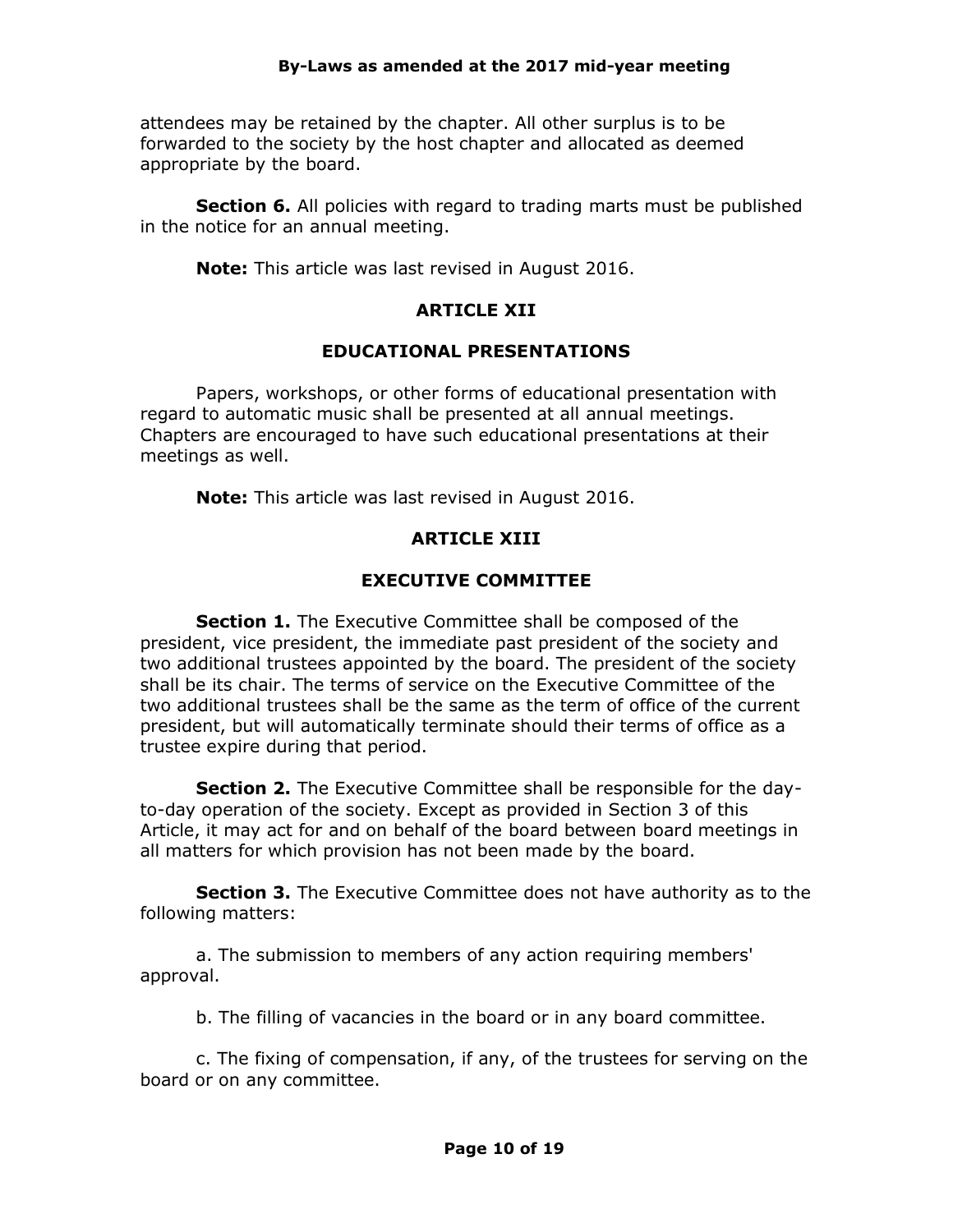attendees may be retained by the chapter. All other surplus is to be forwarded to the society by the host chapter and allocated as deemed appropriate by the board.

**Section 6.** All policies with regard to trading marts must be published in the notice for an annual meeting.

**Note:** This article was last revised in August 2016.

## ARTICLE XII

## EDUCATIONAL PRESENTATIONS

Papers, workshops, or other forms of educational presentation with regard to automatic music shall be presented at all annual meetings. Chapters are encouraged to have such educational presentations at their meetings as well.

**Note:** This article was last revised in August 2016.

## ARTICLE XIII

## EXECUTIVE COMMITTEE

**Section 1.** The Executive Committee shall be composed of the president, vice president, the immediate past president of the society and two additional trustees appointed by the board. The president of the society shall be its chair. The terms of service on the Executive Committee of the two additional trustees shall be the same as the term of office of the current president, but will automatically terminate should their terms of office as a trustee expire during that period.

**Section 2.** The Executive Committee shall be responsible for the day-to-day operation of the society. Except as provided in Section 3 of this Article, it may act for and on behalf of the board between board meetings in all matters for which provision has not been made by the board.

**Section 3.** The Executive Committee does not have authority as to the following matters:

a. The submission to members of any action requiring members' approval.

b. The filling of vacancies in the board or in any board committee.

c. The fixing of compensation, if any, of the trustees for serving on the board or on any committee.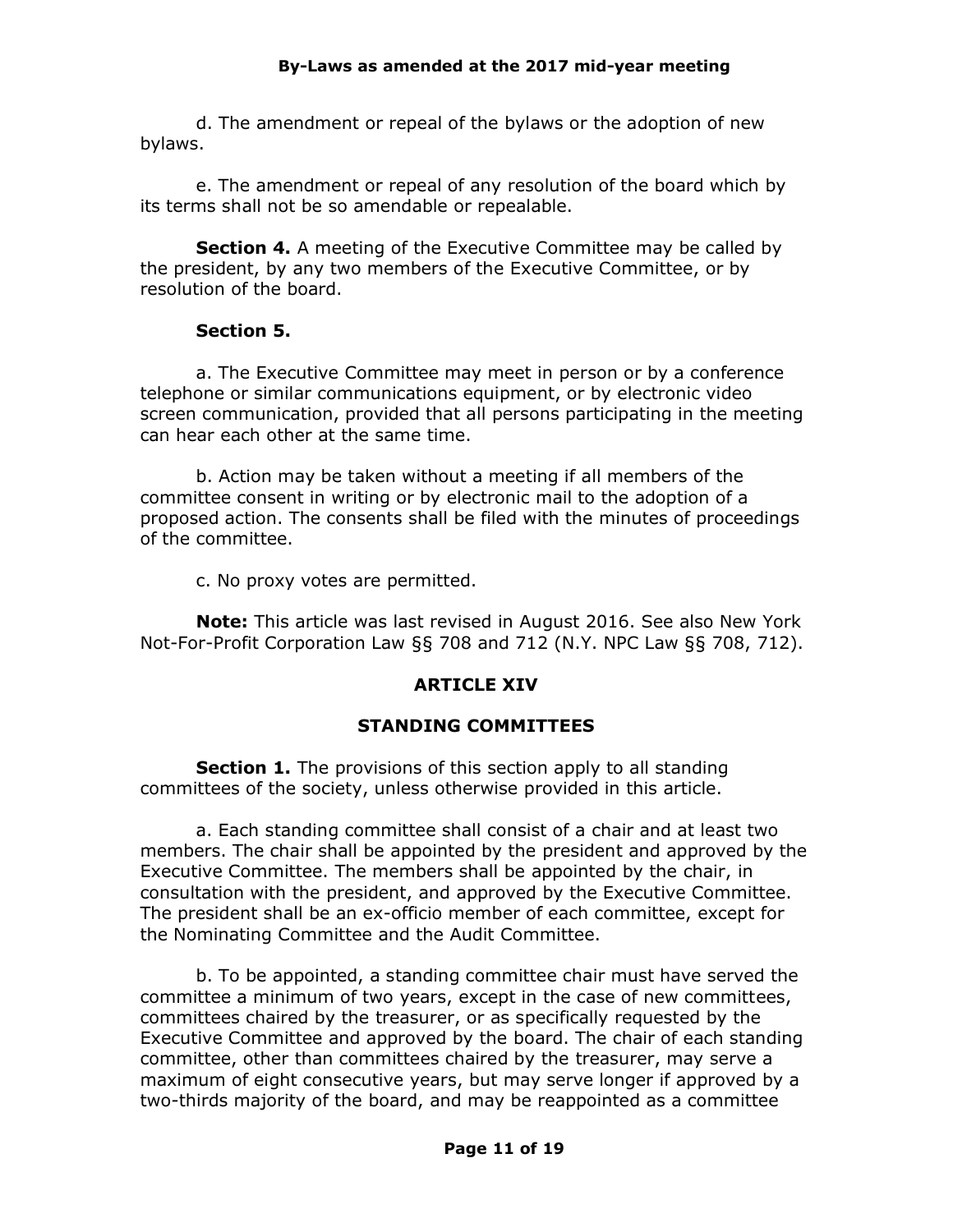d. The amendment or repeal of the bylaws or the adoption of new bylaws.

e. The amendment or repeal of any resolution of the board which by its terms shall not be so amendable or repealable.

**Section 4.** A meeting of the Executive Committee may be called by the president, by any two members of the Executive Committee, or by resolution of the board.

**Section 5.**

a. The Executive Committee may meet in person or by a conference telephone or similar communications equipment, or by electronic video screen communication, provided that all persons participating in the meeting can hear each other at the same time.

b. Action may be taken without a meeting if all members of the committee consent in writing or by electronic mail to the adoption of a proposed action. The consents shall be filed with the minutes of proceedings of the committee.

c. No proxy votes are permitted.

**Note:** This article was last revised in August 2016. See also New York Not-For-Profit Corporation Law §§ 708 and 712 (N.Y. NPC Law §§ 708, 712).

## ARTICLE XIV

## STANDING COMMITTEES

**Section 1.** The provisions of this section apply to all standing committees of the society, unless otherwise provided in this article.

a. Each standing committee shall consist of a chair and at least two members. The chair shall be appointed by the president and approved by the Executive Committee. The members shall be appointed by the chair, in consultation with the president, and approved by the Executive Committee. The president shall be an ex-officio member of each committee, except for the Nominating Committee and the Audit Committee.

b. To be appointed, a standing committee chair must have served the committee a minimum of two years, except in the case of new committees, committees chaired by the treasurer, or as specifically requested by the Executive Committee and approved by the board. The chair of each standing committee, other than committees chaired by the treasurer, may serve a maximum of eight consecutive years, but may serve longer if approved by a two-thirds majority of the board, and may be reappointed as a committee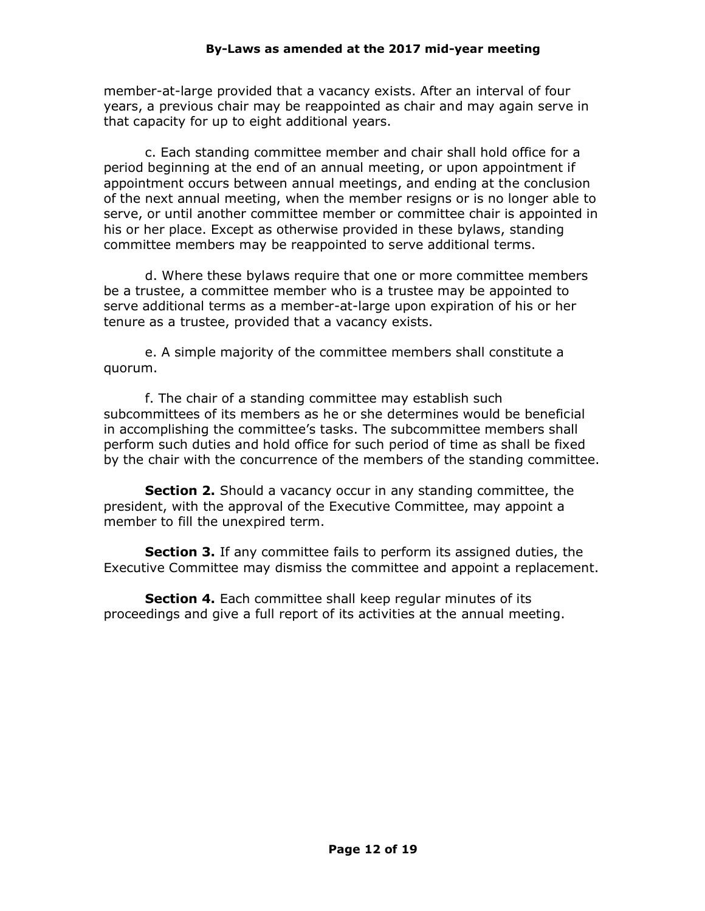member-at-large provided that a vacancy exists. After an interval of four years, a previous chair may be reappointed as chair and may again serve in that capacity for up to eight additional years.

c. Each standing committee member and chair shall hold office for a period beginning at the end of an annual meeting, or upon appointment if appointment occurs between annual meetings, and ending at the conclusion of the next annual meeting, when the member resigns or is no longer able to serve, or until another committee member or committee chair is appointed in his or her place. Except as otherwise provided in these bylaws, standing committee members may be reappointed to serve additional terms.

d. Where these bylaws require that one or more committee members be a trustee, a committee member who is a trustee may be appointed to serve additional terms as a member-at-large upon expiration of his or her tenure as a trustee, provided that a vacancy exists.

e. A simple majority of the committee members shall constitute a quorum.

f. The chair of a standing committee may establish such subcommittees of its members as he or she determines would be beneficial in accomplishing the committee's tasks. The subcommittee members shall perform such duties and hold office for such period of time as shall be fixed by the chair with the concurrence of the members of the standing committee.

**Section 2.** Should a vacancy occur in any standing committee, the president, with the approval of the Executive Committee, may appoint a member to fill the unexpired term.

**Section 3.** If any committee fails to perform its assigned duties, the Executive Committee may dismiss the committee and appoint a replacement.

**Section 4.** Each committee shall keep regular minutes of its proceedings and give a full report of its activities at the annual meeting.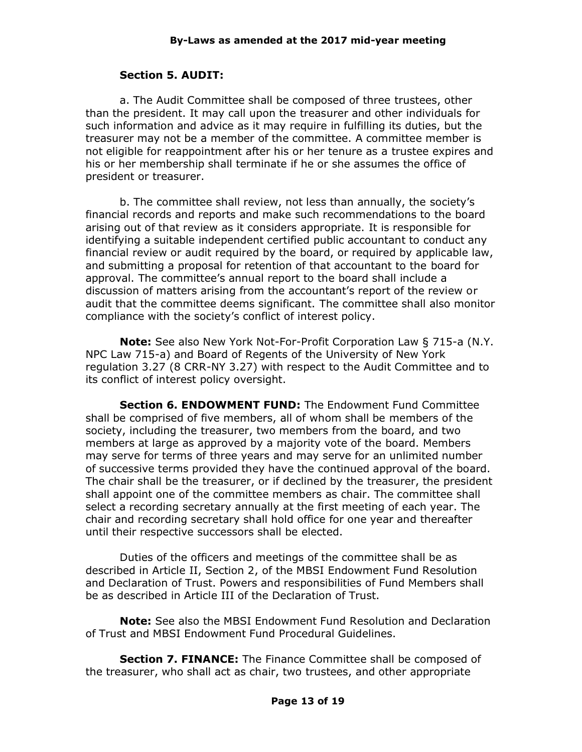**Section 5. AUDIT:**

a. The Audit Committee shall be composed of three trustees, other than the president. It may call upon the treasurer and other individuals for such information and advice as it may require in fulfilling its duties, but the treasurer may not be a member of the committee. A committee member is not eligible for reappointment after his or her tenure as a trustee expires and his or her membership shall terminate if he or she assumes the office of president or treasurer.

b. The committee shall review, not less than annually, the society's financial records and reports and make such recommendations to the board arising out of that review as it considers appropriate. It is responsible for identifying a suitable independent certified public accountant to conduct any financial review or audit required by the board, or required by applicable law, and submitting a proposal for retention of that accountant to the board for approval. The committee's annual report to the board shall include a discussion of matters arising from the accountant's report of the review or audit that the committee deems significant. The committee shall also monitor compliance with the society's conflict of interest policy.

**Note:** See also New York Not-For-Profit Corporation Law § 715-a (N.Y. NPC Law 715-a) and Board of Regents of the University of New York regulation 3.27 (8 CRR-NY 3.27) with respect to the Audit Committee and to its conflict of interest policy oversight.

**Section 6. ENDOWMENT FUND:** The Endowment Fund Committee shall be comprised of five members, all of whom shall be members of the society, including the treasurer, two members from the board, and two members at large as approved by a majority vote of the board. Members may serve for terms of three years and may serve for an unlimited number of successive terms provided they have the continued approval of the board. The chair shall be the treasurer, or if declined by the treasurer, the president shall appoint one of the committee members as chair. The committee shall select a recording secretary annually at the first meeting of each year. The chair and recording secretary shall hold office for one year and thereafter until their respective successors shall be elected.

Duties of the officers and meetings of the committee shall be as described in Article II, Section 2, of the MBSI Endowment Fund Resolution and Declaration of Trust. Powers and responsibilities of Fund Members shall be as described in Article III of the Declaration of Trust.

**Note:** See also the MBSI Endowment Fund Resolution and Declaration of Trust and MBSI Endowment Fund Procedural Guidelines.

**Section 7. FINANCE:** The Finance Committee shall be composed of the treasurer, who shall act as chair, two trustees, and other appropriate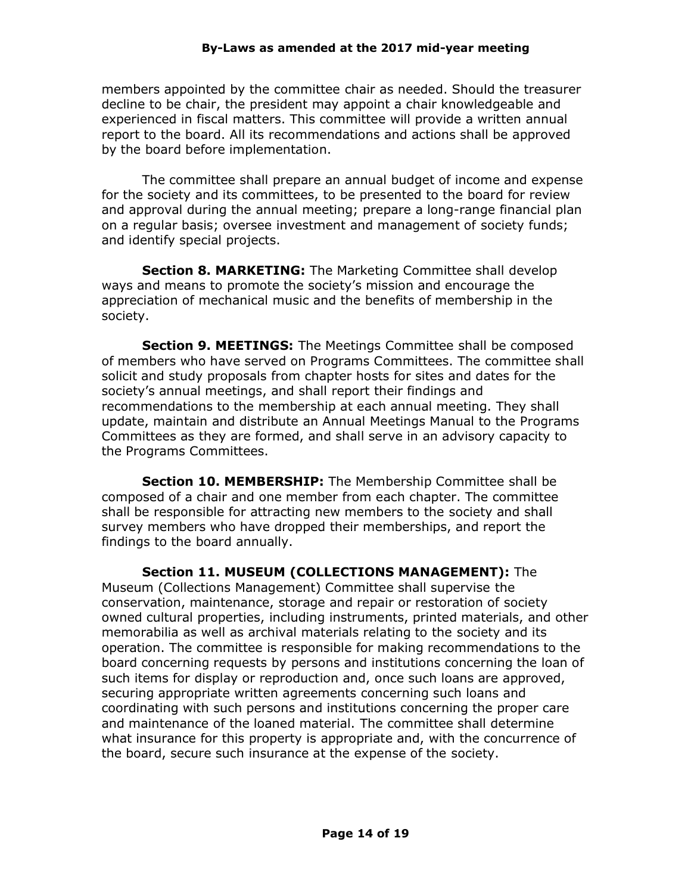members appointed by the committee chair as needed. Should the treasurer decline to be chair, the president may appoint a chair knowledgeable and experienced in fiscal matters. This committee will provide a written annual report to the board. All its recommendations and actions shall be approved by the board before implementation.

The committee shall prepare an annual budget of income and expense for the society and its committees, to be presented to the board for review and approval during the annual meeting; prepare a long-range financial plan on a regular basis; oversee investment and management of society funds; and identify special projects.

**Section 8. MARKETING:** The Marketing Committee shall develop ways and means to promote the society's mission and encourage the appreciation of mechanical music and the benefits of membership in the society.

**Section 9. MEETINGS:** The Meetings Committee shall be composed of members who have served on Programs Committees. The committee shall solicit and study proposals from chapter hosts for sites and dates for the society's annual meetings, and shall report their findings and recommendations to the membership at each annual meeting. They shall update, maintain and distribute an Annual Meetings Manual to the Programs Committees as they are formed, and shall serve in an advisory capacity to the Programs Committees.

**Section 10. MEMBERSHIP:** The Membership Committee shall be composed of a chair and one member from each chapter. The committee shall be responsible for attracting new members to the society and shall survey members who have dropped their memberships, and report the findings to the board annually.

**Section 11. MUSEUM (COLLECTIONS MANAGEMENT):** The Museum (Collections Management) Committee shall supervise the conservation, maintenance, storage and repair or restoration of society owned cultural properties, including instruments, printed materials, and other memorabilia as well as archival materials relating to the society and its operation. The committee is responsible for making recommendations to the board concerning requests by persons and institutions concerning the loan of such items for display or reproduction and, once such loans are approved, securing appropriate written agreements concerning such loans and coordinating with such persons and institutions concerning the proper care and maintenance of the loaned material. The committee shall determine what insurance for this property is appropriate and, with the concurrence of the board, secure such insurance at the expense of the society.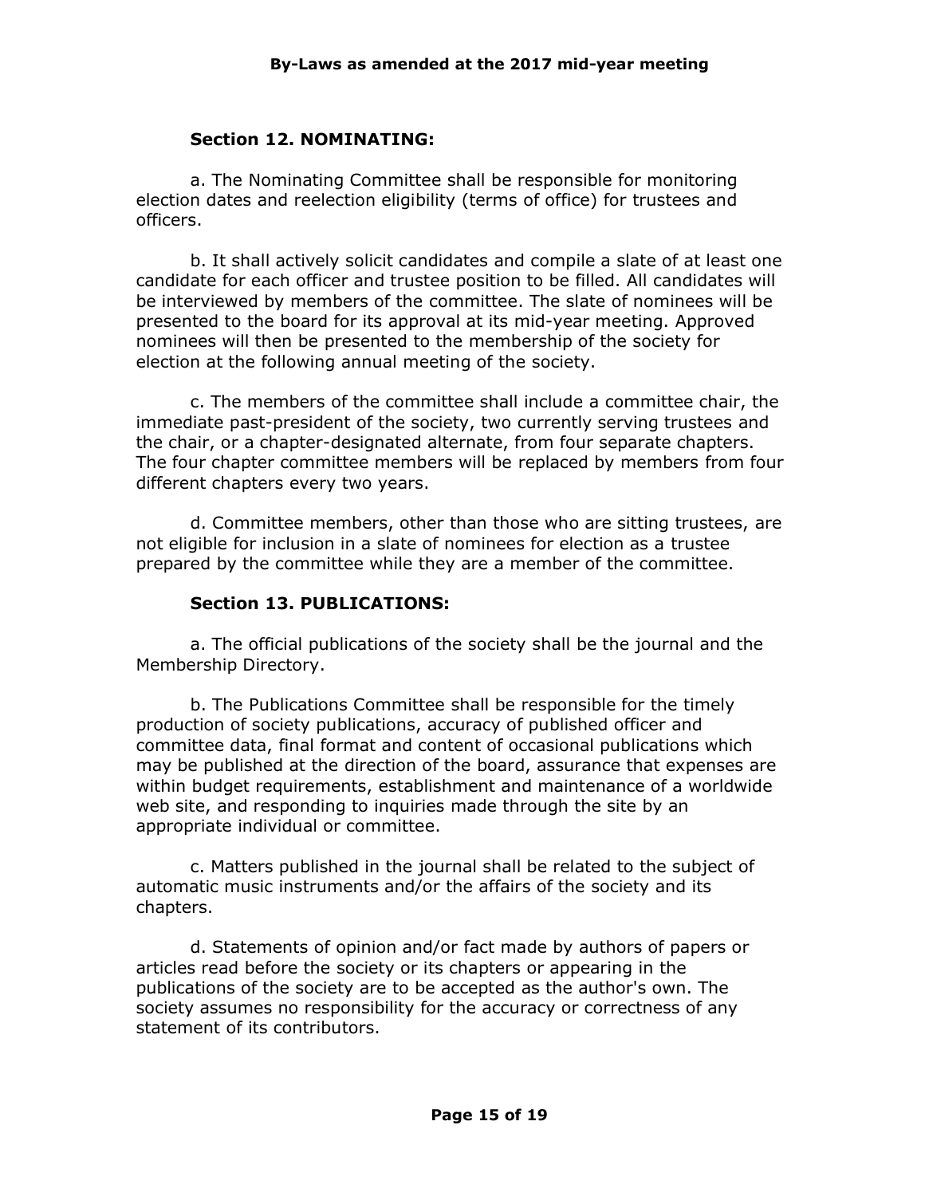### Section 12. NOMINATING:

a. The Nominating Committee shall be responsible for monitoring election dates and reelection eligibility (terms of office) for trustees and officers.

b. It shall actively solicit candidates and compile a slate of at least one candidate for each officer and trustee position to be filled. All candidates will be interviewed by members of the committee. The slate of nominees will be presented to the board for its approval at its mid-year meeting. Approved nominees will then be presented to the membership of the society for election at the following annual meeting of the society.

c. The members of the committee shall include a committee chair, the immediate past-president of the society, two currently serving trustees and the chair, or a chapter-designated alternate, from four separate chapters. The four chapter committee members will be replaced by members from four different chapters every two years.

d. Committee members, other than those who are sitting trustees, are not eligible for inclusion in a slate of nominees for election as a trustee prepared by the committee while they are a member of the committee.

### Section 13. PUBLICATIONS:

a. The official publications of the society shall be the journal and the Membership Directory.

b. The Publications Committee shall be responsible for the timely production of society publications, accuracy of published officer and committee data, final format and content of occasional publications which may be published at the direction of the board, assurance that expenses are within budget requirements, establishment and maintenance of a worldwide web site, and responding to inquiries made through the site by an appropriate individual or committee.

c. Matters published in the journal shall be related to the subject of automatic music instruments and/or the affairs of the society and its chapters.

d. Statements of opinion and/or fact made by authors of papers or articles read before the society or its chapters or appearing in the publications of the society are to be accepted as the author's own. The society assumes no responsibility for the accuracy or correctness of any statement of its contributors.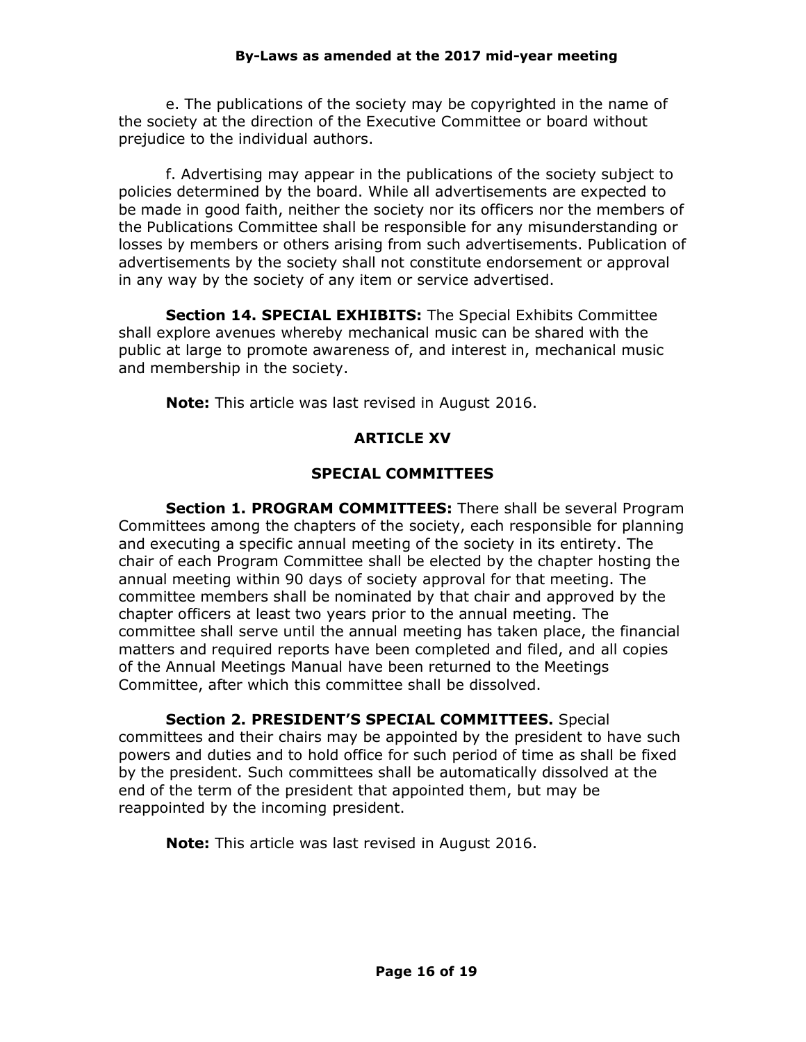e. The publications of the society may be copyrighted in the name of the society at the direction of the Executive Committee or board without prejudice to the individual authors.

f. Advertising may appear in the publications of the society subject to policies determined by the board. While all advertisements are expected to be made in good faith, neither the society nor its officers nor the members of the Publications Committee shall be responsible for any misunderstanding or losses by members or others arising from such advertisements. Publication of advertisements by the society shall not constitute endorsement or approval in any way by the society of any item or service advertised.

**Section 14. SPECIAL EXHIBITS:** The Special Exhibits Committee shall explore avenues whereby mechanical music can be shared with the public at large to promote awareness of, and interest in, mechanical music and membership in the society.

**Note:** This article was last revised in August 2016.

## ARTICLE XV

## SPECIAL COMMITTEES

**Section 1. PROGRAM COMMITTEES:** There shall be several Program Committees among the chapters of the society, each responsible for planning and executing a specific annual meeting of the society in its entirety. The chair of each Program Committee shall be elected by the chapter hosting the annual meeting within 90 days of society approval for that meeting. The committee members shall be nominated by that chair and approved by the chapter officers at least two years prior to the annual meeting. The committee shall serve until the annual meeting has taken place, the financial matters and required reports have been completed and filed, and all copies of the Annual Meetings Manual have been returned to the Meetings Committee, after which this committee shall be dissolved.

**Section 2. PRESIDENT'S SPECIAL COMMITTEES.** Special committees and their chairs may be appointed by the president to have such powers and duties and to hold office for such period of time as shall be fixed by the president. Such committees shall be automatically dissolved at the end of the term of the president that appointed them, but may be reappointed by the incoming president.

**Note:** This article was last revised in August 2016.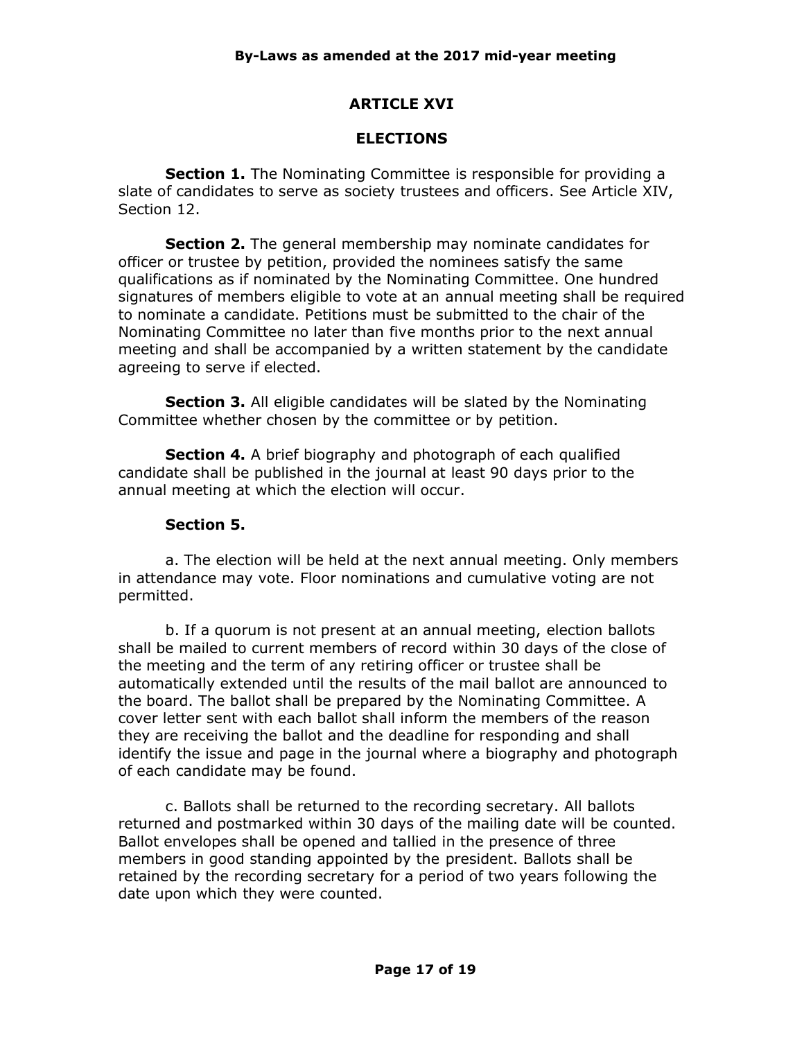## ARTICLE XVI

## ELECTIONS

**Section 1.** The Nominating Committee is responsible for providing a slate of candidates to serve as society trustees and officers. See Article XIV, Section 12.

**Section 2.** The general membership may nominate candidates for officer or trustee by petition, provided the nominees satisfy the same qualifications as if nominated by the Nominating Committee. One hundred signatures of members eligible to vote at an annual meeting shall be required to nominate a candidate. Petitions must be submitted to the chair of the Nominating Committee no later than five months prior to the next annual meeting and shall be accompanied by a written statement by the candidate agreeing to serve if elected.

**Section 3.** All eligible candidates will be slated by the Nominating Committee whether chosen by the committee or by petition.

**Section 4.** A brief biography and photograph of each qualified candidate shall be published in the journal at least 90 days prior to the annual meeting at which the election will occur.

**Section 5.**

a. The election will be held at the next annual meeting. Only members in attendance may vote. Floor nominations and cumulative voting are not permitted.

b. If a quorum is not present at an annual meeting, election ballots shall be mailed to current members of record within 30 days of the close of the meeting and the term of any retiring officer or trustee shall be automatically extended until the results of the mail ballot are announced to the board. The ballot shall be prepared by the Nominating Committee. A cover letter sent with each ballot shall inform the members of the reason they are receiving the ballot and the deadline for responding and shall identify the issue and page in the journal where a biography and photograph of each candidate may be found.

c. Ballots shall be returned to the recording secretary. All ballots returned and postmarked within 30 days of the mailing date will be counted. Ballot envelopes shall be opened and tallied in the presence of three members in good standing appointed by the president. Ballots shall be retained by the recording secretary for a period of two years following the date upon which they were counted.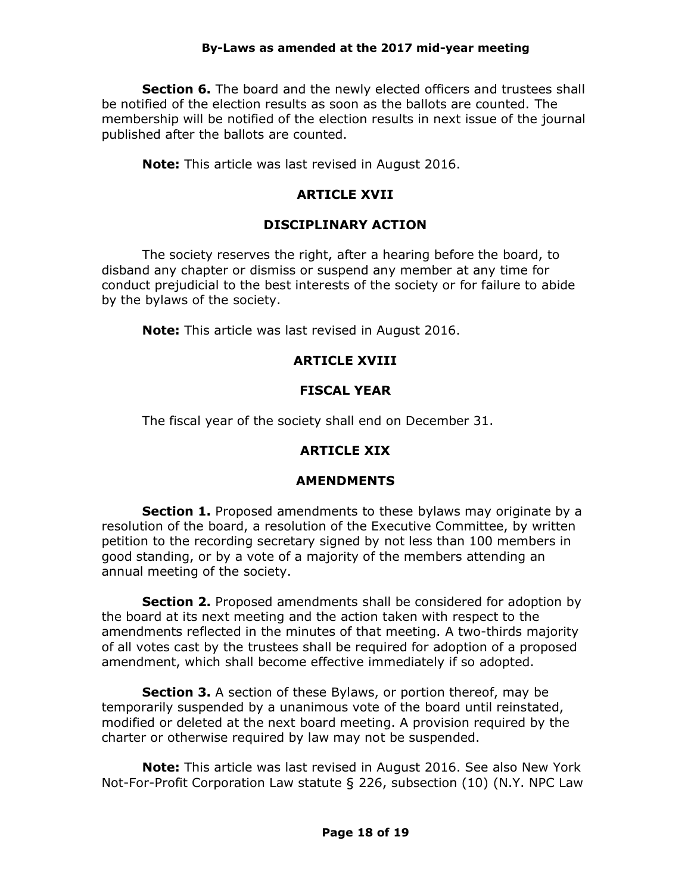**Section 6.** The board and the newly elected officers and trustees shall be notified of the election results as soon as the ballots are counted. The membership will be notified of the election results in next issue of the journal published after the ballots are counted.

**Note:** This article was last revised in August 2016.

## ARTICLE XVII

## DISCIPLINARY ACTION

The society reserves the right, after a hearing before the board, to disband any chapter or dismiss or suspend any member at any time for conduct prejudicial to the best interests of the society or for failure to abide by the bylaws of the society.

**Note:** This article was last revised in August 2016.

## ARTICLE XVIII

## FISCAL YEAR

The fiscal year of the society shall end on December 31.

## ARTICLE XIX

## AMENDMENTS

**Section 1.** Proposed amendments to these bylaws may originate by a resolution of the board, a resolution of the Executive Committee, by written petition to the recording secretary signed by not less than 100 members in good standing, or by a vote of a majority of the members attending an annual meeting of the society.

**Section 2.** Proposed amendments shall be considered for adoption by the board at its next meeting and the action taken with respect to the amendments reflected in the minutes of that meeting. A two-thirds majority of all votes cast by the trustees shall be required for adoption of a proposed amendment, which shall become effective immediately if so adopted.

**Section 3.** A section of these Bylaws, or portion thereof, may be temporarily suspended by a unanimous vote of the board until reinstated, modified or deleted at the next board meeting. A provision required by the charter or otherwise required by law may not be suspended.

**Note:** This article was last revised in August 2016. See also New York Not-For-Profit Corporation Law statute § 226, subsection (10) (N.Y. NPC Law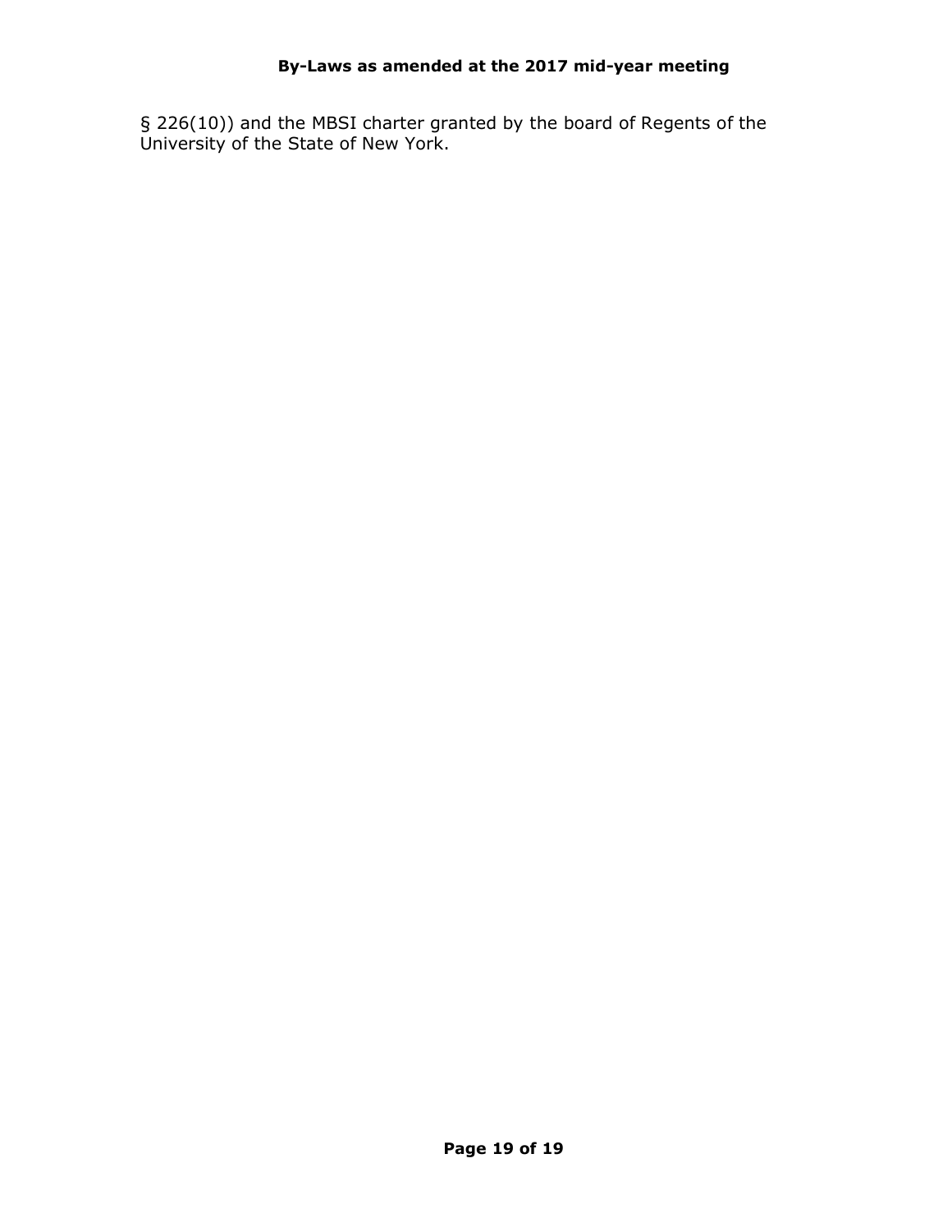§ 226(10)) and the MBSI charter granted by the board of Regents of the University of the State of New York.